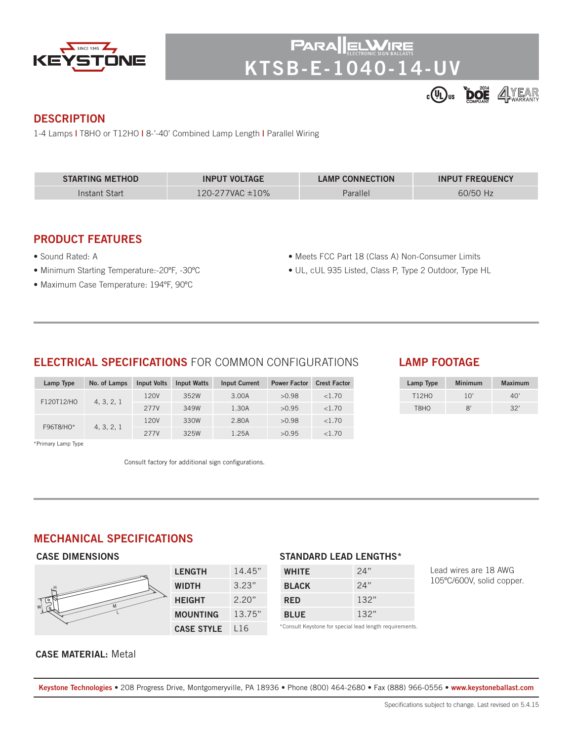KEYSTONE SINCE 1945

# PARALLELWIRE ELECTRONIC SIGN BALLASTS
# KTSB-E-1040-14-UV

cULus | 2014 DOE COMPLIANT | 4 YEAR WARRANTY

## DESCRIPTION

1-4 Lamps | T8HO or T12HO | 8-'-40' Combined Lamp Length | Parallel Wiring

| STARTING METHOD | INPUT VOLTAGE | LAMP CONNECTION | INPUT FREQUENCY |
|---|---|---|---|
| Instant Start | 120-277VAC ±10% | Parallel | 60/50 Hz |

## PRODUCT FEATURES

- Sound Rated: A
- Minimum Starting Temperature:-20ºF, -30ºC
- Maximum Case Temperature: 194ºF, 90ºC
- Meets FCC Part 18 (Class A) Non-Consumer Limits
- UL, cUL 935 Listed, Class P, Type 2 Outdoor, Type HL

## ELECTRICAL SPECIFICATIONS FOR COMMON CONFIGURATIONS

| Lamp Type | No. of Lamps | Input Volts | Input Watts | Input Current | Power Factor | Crest Factor |
|---|---|---|---|---|---|---|
| F120T12/HO | 4, 3, 2, 1 | 120V | 352W | 3.00A | >0.98 | <1.70 |
| | | 277V | 349W | 1.30A | >0.95 | <1.70 |
| F96T8/HO* | 4, 3, 2, 1 | 120V | 330W | 2.80A | >0.98 | <1.70 |
| | | 277V | 325W | 1.25A | >0.95 | <1.70 |

*Primary Lamp Type

Consult factory for additional sign configurations.

## LAMP FOOTAGE

| Lamp Type | Minimum | Maximum |
|---|---|---|
| T12HO | 10' | 40' |
| T8HO | 8' | 32' |

## MECHANICAL SPECIFICATIONS

### CASE DIMENSIONS

| | |
|---|---|
| LENGTH | 14.45" |
| WIDTH | 3.23" |
| HEIGHT | 2.20" |
| MOUNTING | 13.75" |
| CASE STYLE | L16 |

### STANDARD LEAD LENGTHS*

| | |
|---|---|
| WHITE | 24" |
| BLACK | 24" |
| RED | 132" |
| BLUE | 132" |

*Consult Keystone for special lead length requirements.

Lead wires are 18 AWG 105ºC/600V, solid copper.

**CASE MATERIAL:** Metal

**Keystone Technologies** • 208 Progress Drive, Montgomeryville, PA 18936 • Phone (800) 464-2680 • Fax (888) 966-0556 • **www.keystoneballast.com**

Specifications subject to change. Last revised on 5.4.15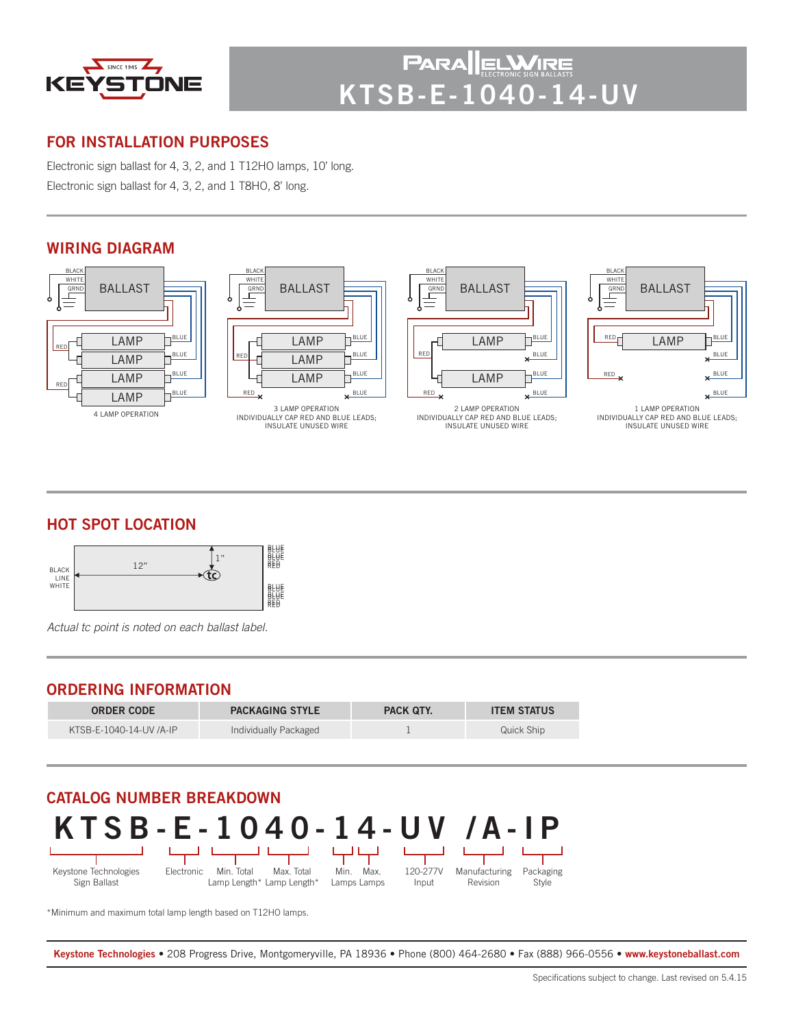# PARALLELWIRE ELECTRONIC SIGN BALLASTS
# KTSB-E-1040-14-UV

## FOR INSTALLATION PURPOSES

Electronic sign ballast for 4, 3, 2, and 1 T12HO lamps, 10' long.

Electronic sign ballast for 4, 3, 2, and 1 T8HO, 8' long.

## WIRING DIAGRAM

BLACK
WHITE
GRND
BALLAST
LAMP
LAMP
LAMP
LAMP
RED
RED
BLUE
BLUE
BLUE
BLUE
4 LAMP OPERATION

BLACK
WHITE
GRND
BALLAST
LAMP
LAMP
LAMP
RED
RED
BLUE
BLUE
BLUE
BLUE
3 LAMP OPERATION
INDIVIDUALLY CAP RED AND BLUE LEADS;
INSULATE UNUSED WIRE

BLACK
WHITE
GRND
BALLAST
LAMP
LAMP
RED
RED
BLUE
BLUE
BLUE
BLUE
2 LAMP OPERATION
INDIVIDUALLY CAP RED AND BLUE LEADS;
INSULATE UNUSED WIRE

BLACK
WHITE
GRND
BALLAST
LAMP
RED
RED
BLUE
BLUE
BLUE
BLUE
1 LAMP OPERATION
INDIVIDUALLY CAP RED AND BLUE LEADS;
INSULATE UNUSED WIRE

## HOT SPOT LOCATION

BLACK
LINE
WHITE
12"
1"
tc
BLUE
BLUE
BLUE
RED
BLUE
BLUE
BLUE
RED

*Actual tc point is noted on each ballast label.*

## ORDERING INFORMATION

| ORDER CODE | PACKAGING STYLE | PACK QTY. | ITEM STATUS |
|---|---|---|---|
| KTSB-E-1040-14-UV /A-IP | Individually Packaged | 1 | Quick Ship |

## CATALOG NUMBER BREAKDOWN

**KTSB-E-1040-14-UV /A-IP**

- KTSB: Keystone Technologies Sign Ballast
- E: Electronic
- 10: Min. Total Lamp Length*
- 40: Max. Total Lamp Length*
- 1: Min. Lamps
- 4: Max. Lamps
- UV: 120-277V Input
- A: Manufacturing Revision
- IP: Packaging Style

*Minimum and maximum total lamp length based on T12HO lamps.

**Keystone Technologies** • 208 Progress Drive, Montgomeryville, PA 18936 • Phone (800) 464-2680 • Fax (888) 966-0556 • **www.keystoneballast.com**

Specifications subject to change. Last revised on 5.4.15